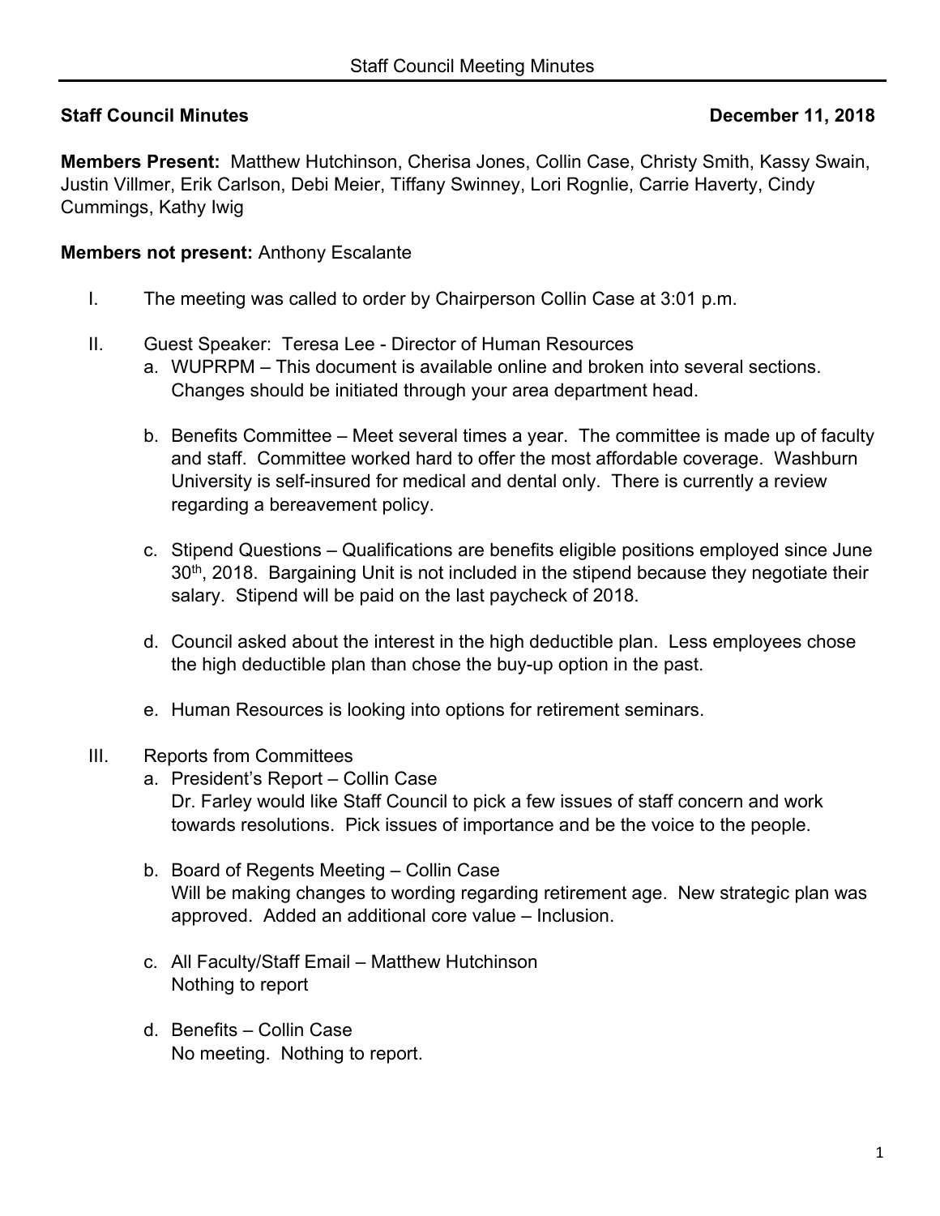**Staff Council Minutes** **December 11, 2018**

**Members Present:** Matthew Hutchinson, Cherisa Jones, Collin Case, Christy Smith, Kassy Swain, Justin Villmer, Erik Carlson, Debi Meier, Tiffany Swinney, Lori Rognlie, Carrie Haverty, Cindy Cummings, Kathy Iwig

**Members not present:** Anthony Escalante

I. The meeting was called to order by Chairperson Collin Case at 3:01 p.m.

II. Guest Speaker: Teresa Lee - Director of Human Resources

   a. WUPRPM – This document is available online and broken into several sections. Changes should be initiated through your area department head.

   b. Benefits Committee – Meet several times a year. The committee is made up of faculty and staff. Committee worked hard to offer the most affordable coverage. Washburn University is self-insured for medical and dental only. There is currently a review regarding a bereavement policy.

   c. Stipend Questions – Qualifications are benefits eligible positions employed since June 30th, 2018. Bargaining Unit is not included in the stipend because they negotiate their salary. Stipend will be paid on the last paycheck of 2018.

   d. Council asked about the interest in the high deductible plan. Less employees chose the high deductible plan than chose the buy-up option in the past.

   e. Human Resources is looking into options for retirement seminars.

III. Reports from Committees

   a. President's Report – Collin Case
      Dr. Farley would like Staff Council to pick a few issues of staff concern and work towards resolutions. Pick issues of importance and be the voice to the people.

   b. Board of Regents Meeting – Collin Case
      Will be making changes to wording regarding retirement age. New strategic plan was approved. Added an additional core value – Inclusion.

   c. All Faculty/Staff Email – Matthew Hutchinson
      Nothing to report

   d. Benefits – Collin Case
      No meeting. Nothing to report.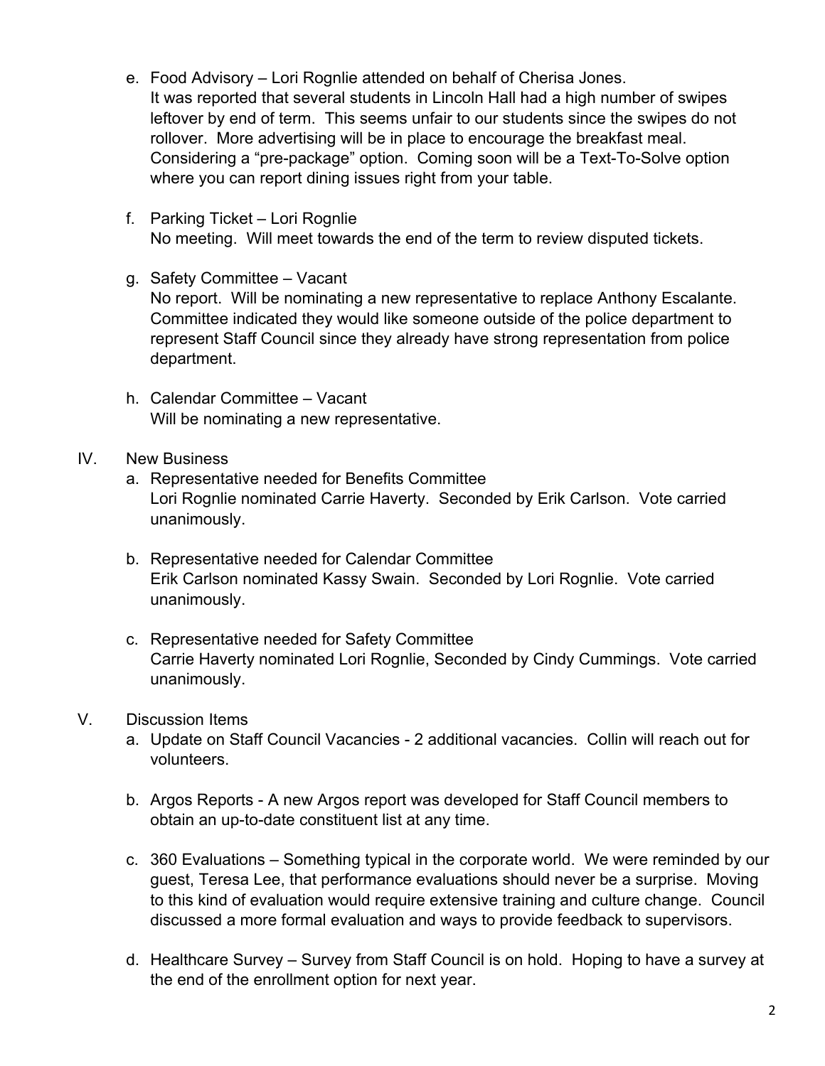e. Food Advisory – Lori Rognlie attended on behalf of Cherisa Jones.
   It was reported that several students in Lincoln Hall had a high number of swipes leftover by end of term. This seems unfair to our students since the swipes do not rollover. More advertising will be in place to encourage the breakfast meal. Considering a "pre-package" option. Coming soon will be a Text-To-Solve option where you can report dining issues right from your table.

f. Parking Ticket – Lori Rognlie
   No meeting. Will meet towards the end of the term to review disputed tickets.

g. Safety Committee – Vacant
   No report. Will be nominating a new representative to replace Anthony Escalante. Committee indicated they would like someone outside of the police department to represent Staff Council since they already have strong representation from police department.

h. Calendar Committee – Vacant
   Will be nominating a new representative.

IV. New Business

a. Representative needed for Benefits Committee
   Lori Rognlie nominated Carrie Haverty. Seconded by Erik Carlson. Vote carried unanimously.

b. Representative needed for Calendar Committee
   Erik Carlson nominated Kassy Swain. Seconded by Lori Rognlie. Vote carried unanimously.

c. Representative needed for Safety Committee
   Carrie Haverty nominated Lori Rognlie, Seconded by Cindy Cummings. Vote carried unanimously.

V. Discussion Items

a. Update on Staff Council Vacancies - 2 additional vacancies. Collin will reach out for volunteers.

b. Argos Reports - A new Argos report was developed for Staff Council members to obtain an up-to-date constituent list at any time.

c. 360 Evaluations – Something typical in the corporate world. We were reminded by our guest, Teresa Lee, that performance evaluations should never be a surprise. Moving to this kind of evaluation would require extensive training and culture change. Council discussed a more formal evaluation and ways to provide feedback to supervisors.

d. Healthcare Survey – Survey from Staff Council is on hold. Hoping to have a survey at the end of the enrollment option for next year.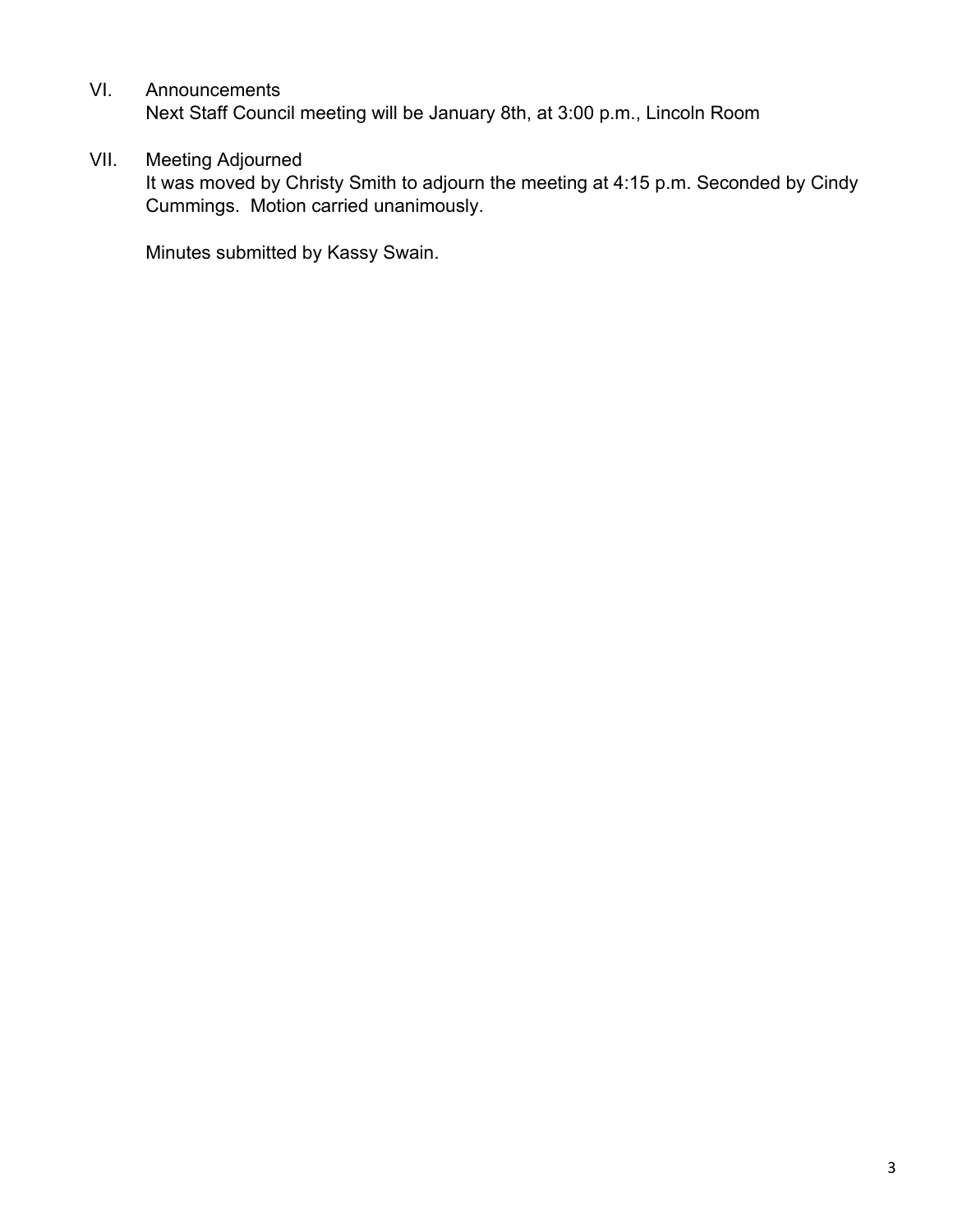VI. Announcements

Next Staff Council meeting will be January 8th, at 3:00 p.m., Lincoln Room

VII. Meeting Adjourned

It was moved by Christy Smith to adjourn the meeting at 4:15 p.m. Seconded by Cindy Cummings. Motion carried unanimously.

Minutes submitted by Kassy Swain.